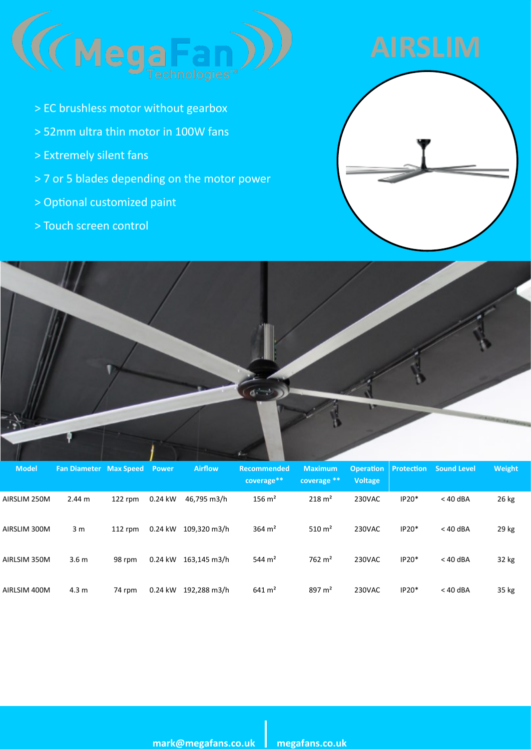# AIRSLIM

MegaFan Technologies™

- > EC brushless motor without gearbox
- > 52mm ultra thin motor in 100W fans
- > Extremely silent fans
- > 7 or 5 blades depending on the motor power
- > Optional customized paint
- > Touch screen control

| Model | Fan Diameter | Max Speed | Power | Airflow | Recommended coverage** | Maximum coverage ** | Operation Voltage | Protection | Sound Level | Weight |
|---|---|---|---|---|---|---|---|---|---|---|
| AIRSLIM 250M | 2.44 m | 122 rpm | 0.24 kW | 46,795 m3/h | 156 m² | 218 m² | 230VAC | IP20* | < 40 dBA | 26 kg |
| AIRSLIM 300M | 3 m | 112 rpm | 0.24 kW | 109,320 m3/h | 364 m² | 510 m² | 230VAC | IP20* | < 40 dBA | 29 kg |
| AIRLSIM 350M | 3.6 m | 98 rpm | 0.24 kW | 163,145 m3/h | 544 m² | 762 m² | 230VAC | IP20* | < 40 dBA | 32 kg |
| AIRLSIM 400M | 4.3 m | 74 rpm | 0.24 kW | 192,288 m3/h | 641 m² | 897 m² | 230VAC | IP20* | < 40 dBA | 35 kg |

mark@megafans.co.uk | megafans.co.uk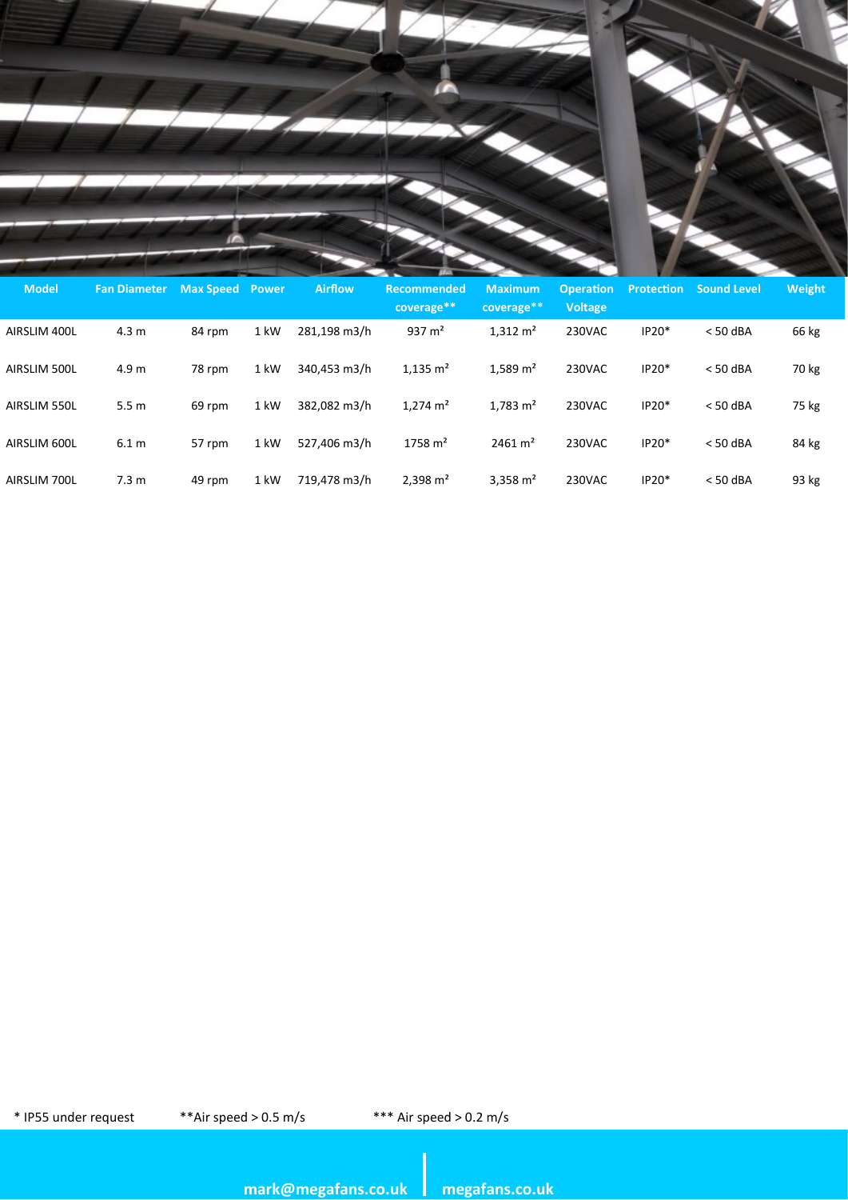| Model | Fan Diameter | Max Speed | Power | Airflow | Recommended coverage** | Maximum coverage** | Operation Voltage | Protection | Sound Level | Weight |
|---|---|---|---|---|---|---|---|---|---|---|
| AIRSLIM 400L | 4.3 m | 84 rpm | 1 kW | 281,198 m3/h | 937 m² | 1,312 m² | 230VAC | IP20* | < 50 dBA | 66 kg |
| AIRSLIM 500L | 4.9 m | 78 rpm | 1 kW | 340,453 m3/h | 1,135 m² | 1,589 m² | 230VAC | IP20* | < 50 dBA | 70 kg |
| AIRSLIM 550L | 5.5 m | 69 rpm | 1 kW | 382,082 m3/h | 1,274 m² | 1,783 m² | 230VAC | IP20* | < 50 dBA | 75 kg |
| AIRSLIM 600L | 6.1 m | 57 rpm | 1 kW | 527,406 m3/h | 1758 m² | 2461 m² | 230VAC | IP20* | < 50 dBA | 84 kg |
| AIRSLIM 700L | 7.3 m | 49 rpm | 1 kW | 719,478 m3/h | 2,398 m² | 3,358 m² | 230VAC | IP20* | < 50 dBA | 93 kg |

* IP55 under request **Air speed > 0.5 m/s *** Air speed > 0.2 m/s

mark@megafans.co.uk | megafans.co.uk